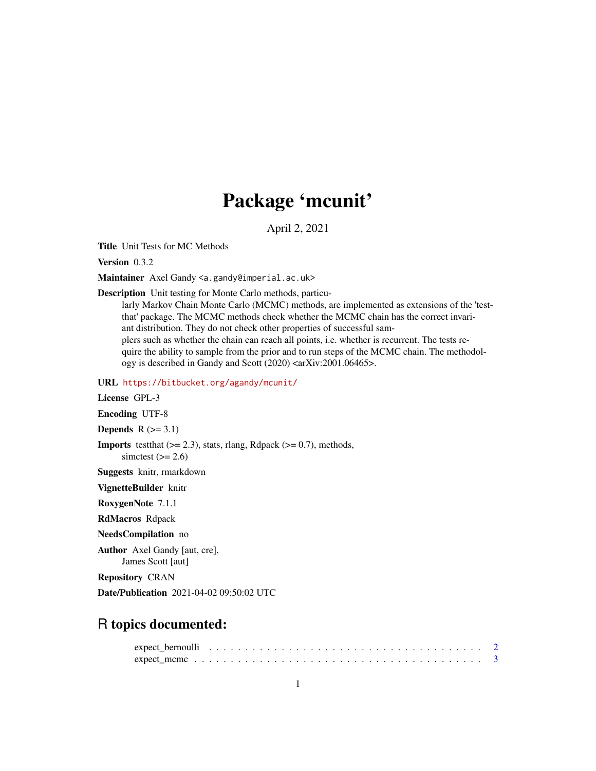# Package 'mcunit'

April 2, 2021

**Title** Unit Tests for MC Methods

**Version** 0.3.2

**Maintainer** Axel Gandy <a.gandy@imperial.ac.uk>

**Description** Unit testing for Monte Carlo methods, particularly Markov Chain Monte Carlo (MCMC) methods, are implemented as extensions of the 'testthat' package. The MCMC methods check whether the MCMC chain has the correct invariant distribution. They do not check other properties of successful samplers such as whether the chain can reach all points, i.e. whether is recurrent. The tests require the ability to sample from the prior and to run steps of the MCMC chain. The methodology is described in Gandy and Scott (2020) <arXiv:2001.06465>.

**URL** https://bitbucket.org/agandy/mcunit/

**License** GPL-3

**Encoding** UTF-8

**Depends** R (>= 3.1)

**Imports** testthat (>= 2.3), stats, rlang, Rdpack (>= 0.7), methods, simctest (>= 2.6)

**Suggests** knitr, rmarkdown

**VignetteBuilder** knitr

**RoxygenNote** 7.1.1

**RdMacros** Rdpack

**NeedsCompilation** no

**Author** Axel Gandy [aut, cre], James Scott [aut]

**Repository** CRAN

**Date/Publication** 2021-04-02 09:50:02 UTC

## R topics documented:

expect_bernoulli . . . . . . . . . . . . . . . . . . . . . . . . . . . . . . . . . . . . . . 2
expect_mcmc . . . . . . . . . . . . . . . . . . . . . . . . . . . . . . . . . . . . . . . . 3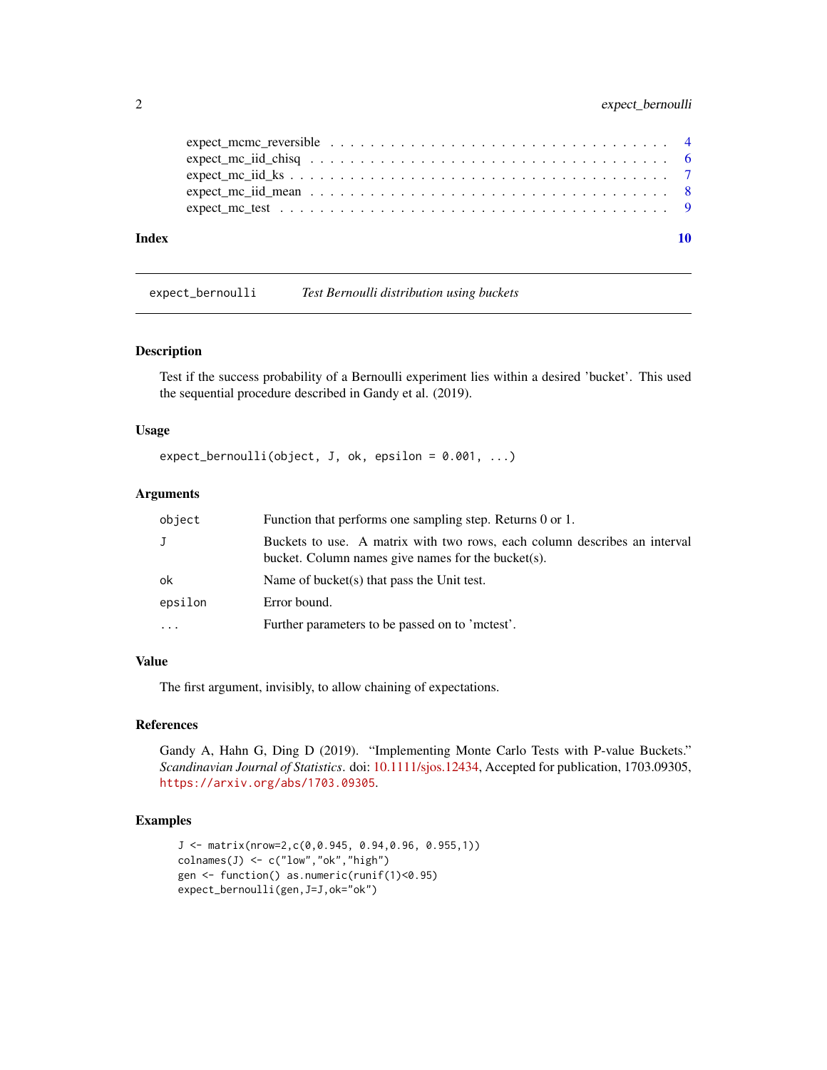expect_mcmc_reversible . . . . . . . . . . . . . . . . . . . . . . . . . . . . . . . . 4
expect_mc_iid_chisq . . . . . . . . . . . . . . . . . . . . . . . . . . . . . . . . . 6
expect_mc_iid_ks . . . . . . . . . . . . . . . . . . . . . . . . . . . . . . . . . . . 7
expect_mc_iid_mean . . . . . . . . . . . . . . . . . . . . . . . . . . . . . . . . . . 8
expect_mc_test . . . . . . . . . . . . . . . . . . . . . . . . . . . . . . . . . . . . 9

**Index** **10**

---

## expect_bernoulli *Test Bernoulli distribution using buckets*

---

### Description

Test if the success probability of a Bernoulli experiment lies within a desired 'bucket'. This used the sequential procedure described in Gandy et al. (2019).

### Usage

```
expect_bernoulli(object, J, ok, epsilon = 0.001, ...)
```

### Arguments

| | |
|---|---|
| `object` | Function that performs one sampling step. Returns 0 or 1. |
| `J` | Buckets to use. A matrix with two rows, each column describes an interval bucket. Column names give names for the bucket(s). |
| `ok` | Name of bucket(s) that pass the Unit test. |
| `epsilon` | Error bound. |
| `...` | Further parameters to be passed on to 'mctest'. |

### Value

The first argument, invisibly, to allow chaining of expectations.

### References

Gandy A, Hahn G, Ding D (2019). "Implementing Monte Carlo Tests with P-value Buckets." *Scandinavian Journal of Statistics*. doi: 10.1111/sjos.12434, Accepted for publication, 1703.09305, https://arxiv.org/abs/1703.09305.

### Examples

```
J <- matrix(nrow=2,c(0,0.945, 0.94,0.96, 0.955,1))
colnames(J) <- c("low","ok","high")
gen <- function() as.numeric(runif(1)<0.95)
expect_bernoulli(gen,J=J,ok="ok")
```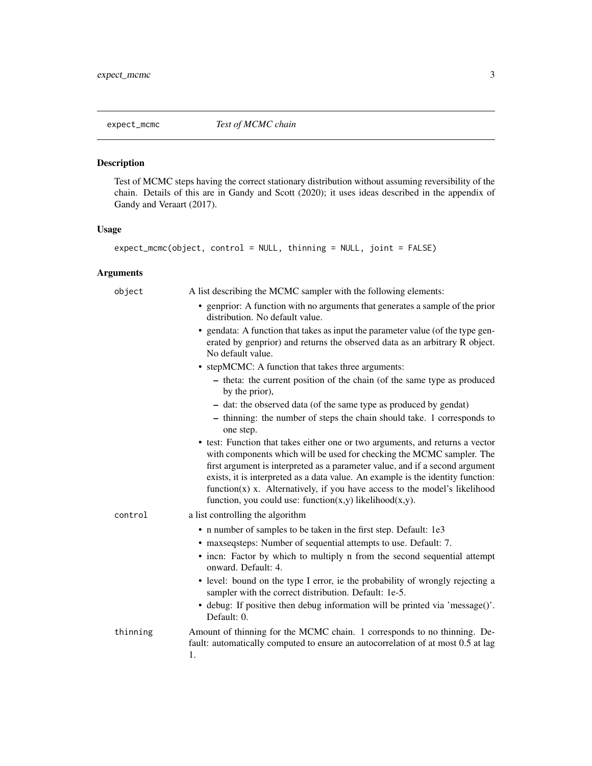## expect_mcmc — *Test of MCMC chain*

### Description

Test of MCMC steps having the correct stationary distribution without assuming reversibility of the chain. Details of this are in Gandy and Scott (2020); it uses ideas described in the appendix of Gandy and Veraart (2017).

### Usage

```
expect_mcmc(object, control = NULL, thinning = NULL, joint = FALSE)
```

### Arguments

**object** — A list describing the MCMC sampler with the following elements:

- genprior: A function with no arguments that generates a sample of the prior distribution. No default value.
- gendata: A function that takes as input the parameter value (of the type generated by genprior) and returns the observed data as an arbitrary R object. No default value.
- stepMCMC: A function that takes three arguments:
  - theta: the current position of the chain (of the same type as produced by the prior),
  - dat: the observed data (of the same type as produced by gendat)
  - thinning: the number of steps the chain should take. 1 corresponds to one step.
- test: Function that takes either one or two arguments, and returns a vector with components which will be used for checking the MCMC sampler. The first argument is interpreted as a parameter value, and if a second argument exists, it is interpreted as a data value. An example is the identity function: function(x) x. Alternatively, if you have access to the model's likelihood function, you could use: function(x,y) likelihood(x,y).

**control** — a list controlling the algorithm

- n number of samples to be taken in the first step. Default: 1e3
- maxseqsteps: Number of sequential attempts to use. Default: 7.
- incn: Factor by which to multiply n from the second sequential attempt onward. Default: 4.
- level: bound on the type I error, ie the probability of wrongly rejecting a sampler with the correct distribution. Default: 1e-5.
- debug: If positive then debug information will be printed via 'message()'. Default: 0.

**thinning** — Amount of thinning for the MCMC chain. 1 corresponds to no thinning. Default: automatically computed to ensure an autocorrelation of at most 0.5 at lag 1.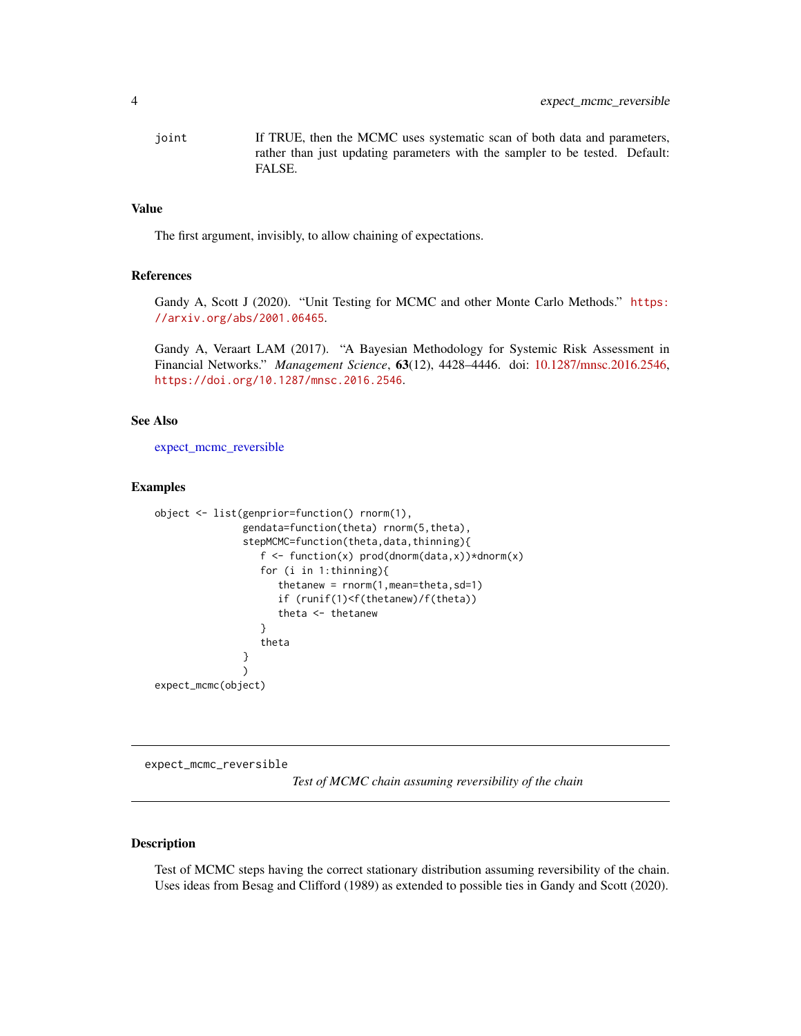joint If TRUE, then the MCMC uses systematic scan of both data and parameters, rather than just updating parameters with the sampler to be tested. Default: FALSE.

### Value

The first argument, invisibly, to allow chaining of expectations.

### References

Gandy A, Scott J (2020). "Unit Testing for MCMC and other Monte Carlo Methods." https://arxiv.org/abs/2001.06465.

Gandy A, Veraart LAM (2017). "A Bayesian Methodology for Systemic Risk Assessment in Financial Networks." *Management Science*, **63**(12), 4428–4446. doi: 10.1287/mnsc.2016.2546, https://doi.org/10.1287/mnsc.2016.2546.

### See Also

expect_mcmc_reversible

### Examples

```
object <- list(genprior=function() rnorm(1),
               gendata=function(theta) rnorm(5,theta),
               stepMCMC=function(theta,data,thinning){
                  f <- function(x) prod(dnorm(data,x))*dnorm(x)
                  for (i in 1:thinning){
                     thetanew = rnorm(1,mean=theta,sd=1)
                     if (runif(1)<f(thetanew)/f(theta))
                     theta <- thetanew
                  }
                  theta
               }
               )
expect_mcmc(object)
```

---

## expect_mcmc_reversible *Test of MCMC chain assuming reversibility of the chain*

### Description

Test of MCMC steps having the correct stationary distribution assuming reversibility of the chain. Uses ideas from Besag and Clifford (1989) as extended to possible ties in Gandy and Scott (2020).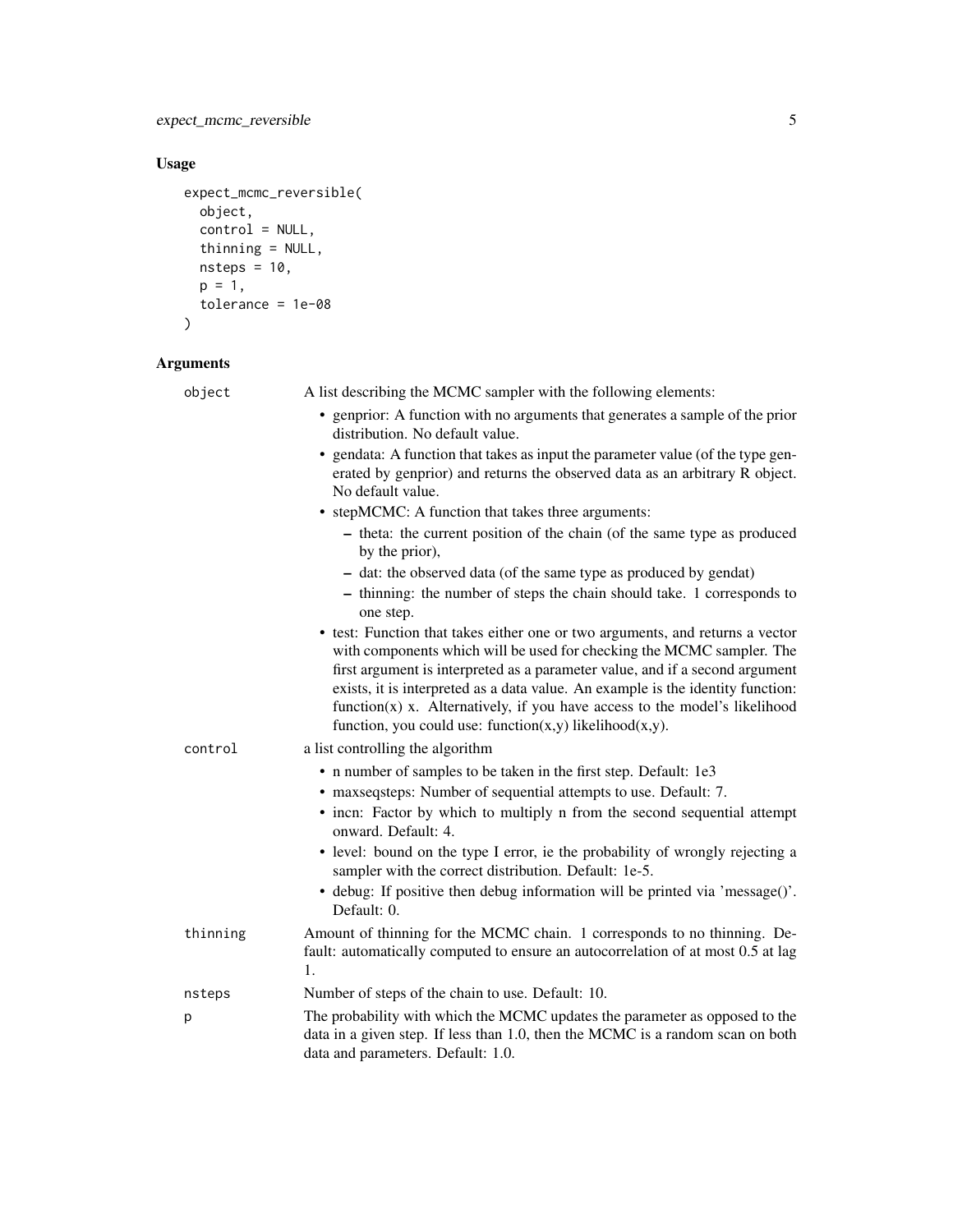## Usage

```
expect_mcmc_reversible(
  object,
  control = NULL,
  thinning = NULL,
  nsteps = 10,
  p = 1,
  tolerance = 1e-08
)
```

## Arguments

| | |
|---|---|
| object | A list describing the MCMC sampler with the following elements:<br>• genprior: A function with no arguments that generates a sample of the prior distribution. No default value.<br>• gendata: A function that takes as input the parameter value (of the type generated by genprior) and returns the observed data as an arbitrary R object. No default value.<br>• stepMCMC: A function that takes three arguments:<br>  – theta: the current position of the chain (of the same type as produced by the prior),<br>  – dat: the observed data (of the same type as produced by gendat)<br>  – thinning: the number of steps the chain should take. 1 corresponds to one step.<br>• test: Function that takes either one or two arguments, and returns a vector with components which will be used for checking the MCMC sampler. The first argument is interpreted as a parameter value, and if a second argument exists, it is interpreted as a data value. An example is the identity function: function(x) x. Alternatively, if you have access to the model's likelihood function, you could use: function(x,y) likelihood(x,y). |
| control | a list controlling the algorithm<br>• n number of samples to be taken in the first step. Default: 1e3<br>• maxseqsteps: Number of sequential attempts to use. Default: 7.<br>• incn: Factor by which to multiply n from the second sequential attempt onward. Default: 4.<br>• level: bound on the type I error, ie the probability of wrongly rejecting a sampler with the correct distribution. Default: 1e-5.<br>• debug: If positive then debug information will be printed via 'message()'. Default: 0. |
| thinning | Amount of thinning for the MCMC chain. 1 corresponds to no thinning. Default: automatically computed to ensure an autocorrelation of at most 0.5 at lag 1. |
| nsteps | Number of steps of the chain to use. Default: 10. |
| p | The probability with which the MCMC updates the parameter as opposed to the data in a given step. If less than 1.0, then the MCMC is a random scan on both data and parameters. Default: 1.0. |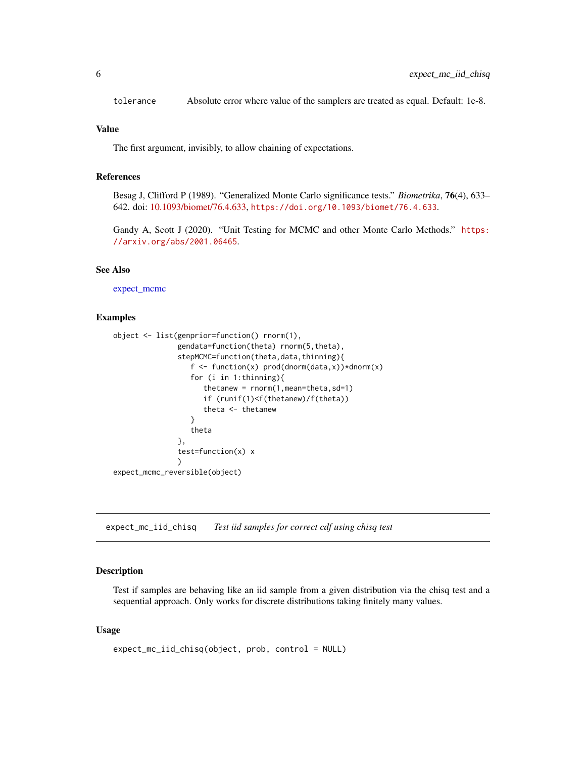tolerance Absolute error where value of the samplers are treated as equal. Default: 1e-8.

### Value

The first argument, invisibly, to allow chaining of expectations.

### References

Besag J, Clifford P (1989). "Generalized Monte Carlo significance tests." *Biometrika*, **76**(4), 633–642. doi: 10.1093/biomet/76.4.633, https://doi.org/10.1093/biomet/76.4.633.

Gandy A, Scott J (2020). "Unit Testing for MCMC and other Monte Carlo Methods." https://arxiv.org/abs/2001.06465.

### See Also

expect_mcmc

### Examples

```
object <- list(genprior=function() rnorm(1),
               gendata=function(theta) rnorm(5,theta),
               stepMCMC=function(theta,data,thinning){
                  f <- function(x) prod(dnorm(data,x))*dnorm(x)
                  for (i in 1:thinning){
                     thetanew = rnorm(1,mean=theta,sd=1)
                     if (runif(1)<f(thetanew)/f(theta))
                     theta <- thetanew
                  }
                  theta
               },
               test=function(x) x
               )
expect_mcmc_reversible(object)
```

---

## expect_mc_iid_chisq *Test iid samples for correct cdf using chisq test*

### Description

Test if samples are behaving like an iid sample from a given distribution via the chisq test and a sequential approach. Only works for discrete distributions taking finitely many values.

### Usage

```
expect_mc_iid_chisq(object, prob, control = NULL)
```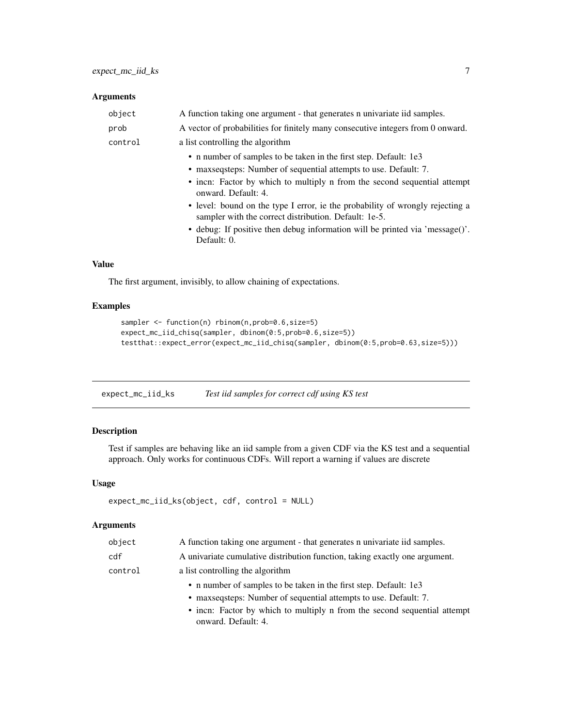### Arguments

| | |
|---|---|
| object | A function taking one argument - that generates n univariate iid samples. |
| prob | A vector of probabilities for finitely many consecutive integers from 0 onward. |
| control | a list controlling the algorithm |

- n number of samples to be taken in the first step. Default: 1e3
- maxseqsteps: Number of sequential attempts to use. Default: 7.
- incn: Factor by which to multiply n from the second sequential attempt onward. Default: 4.
- level: bound on the type I error, ie the probability of wrongly rejecting a sampler with the correct distribution. Default: 1e-5.
- debug: If positive then debug information will be printed via 'message()'. Default: 0.

### Value

The first argument, invisibly, to allow chaining of expectations.

### Examples

```
sampler <- function(n) rbinom(n,prob=0.6,size=5)
expect_mc_iid_chisq(sampler, dbinom(0:5,prob=0.6,size=5))
testthat::expect_error(expect_mc_iid_chisq(sampler, dbinom(0:5,prob=0.63,size=5)))
```

---

## expect_mc_iid_ks — *Test iid samples for correct cdf using KS test*

### Description

Test if samples are behaving like an iid sample from a given CDF via the KS test and a sequential approach. Only works for continuous CDFs. Will report a warning if values are discrete

### Usage

```
expect_mc_iid_ks(object, cdf, control = NULL)
```

### Arguments

| | |
|---|---|
| object | A function taking one argument - that generates n univariate iid samples. |
| cdf | A univariate cumulative distribution function, taking exactly one argument. |
| control | a list controlling the algorithm |

- n number of samples to be taken in the first step. Default: 1e3
- maxseqsteps: Number of sequential attempts to use. Default: 7.
- incn: Factor by which to multiply n from the second sequential attempt onward. Default: 4.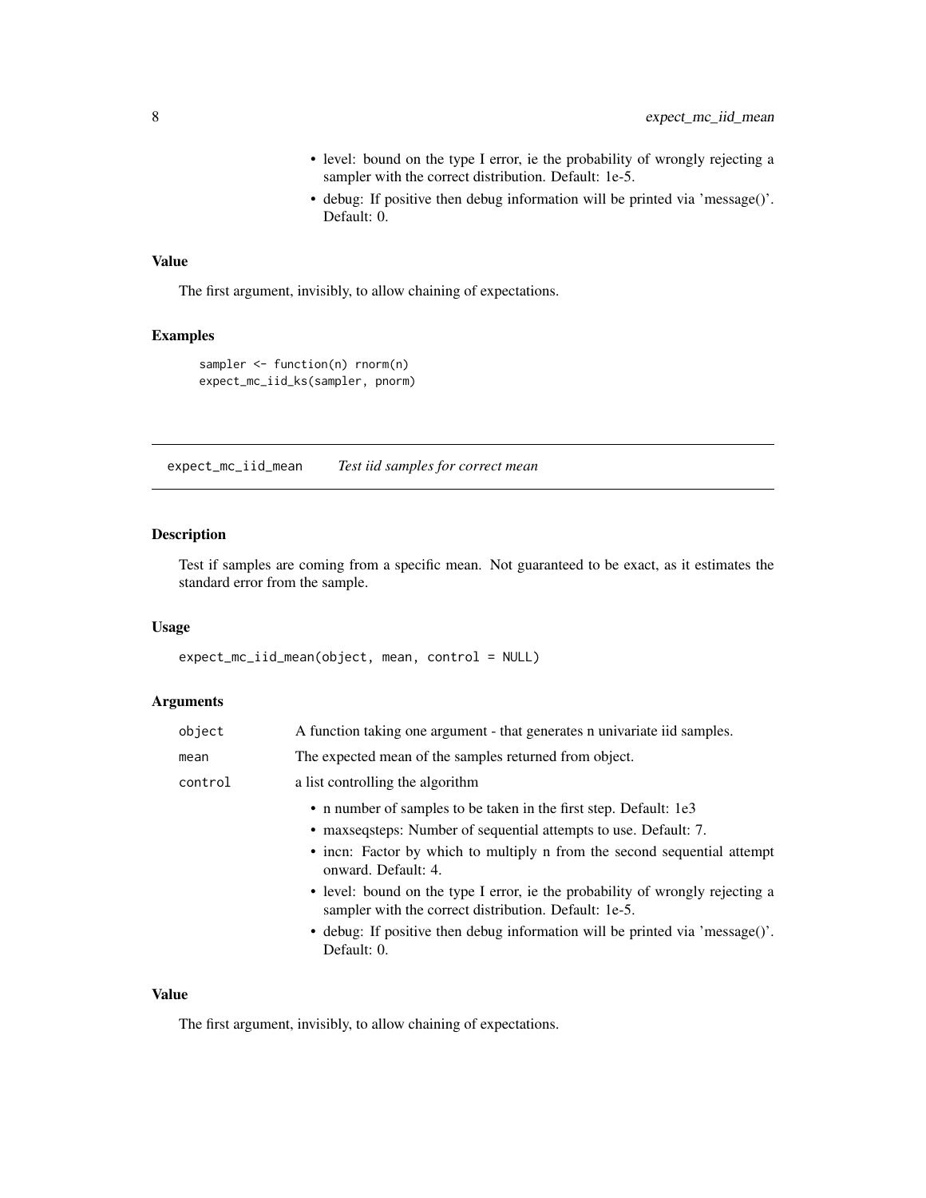- level: bound on the type I error, ie the probability of wrongly rejecting a sampler with the correct distribution. Default: 1e-5.
- debug: If positive then debug information will be printed via 'message()'. Default: 0.

### Value

The first argument, invisibly, to allow chaining of expectations.

### Examples

```
sampler <- function(n) rnorm(n)
expect_mc_iid_ks(sampler, pnorm)
```

## expect_mc_iid_mean    *Test iid samples for correct mean*

### Description

Test if samples are coming from a specific mean. Not guaranteed to be exact, as it estimates the standard error from the sample.

### Usage

```
expect_mc_iid_mean(object, mean, control = NULL)
```

### Arguments

| | |
|---|---|
| object | A function taking one argument - that generates n univariate iid samples. |
| mean | The expected mean of the samples returned from object. |
| control | a list controlling the algorithm |

- n number of samples to be taken in the first step. Default: 1e3
- maxseqsteps: Number of sequential attempts to use. Default: 7.
- incn: Factor by which to multiply n from the second sequential attempt onward. Default: 4.
- level: bound on the type I error, ie the probability of wrongly rejecting a sampler with the correct distribution. Default: 1e-5.
- debug: If positive then debug information will be printed via 'message()'. Default: 0.

### Value

The first argument, invisibly, to allow chaining of expectations.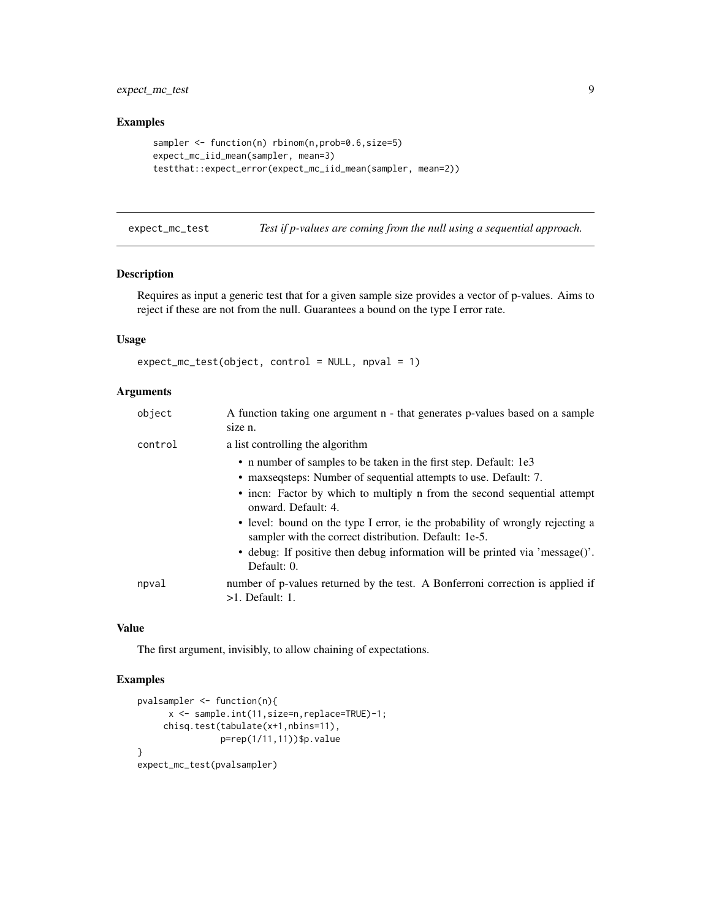## Examples

```
sampler <- function(n) rbinom(n,prob=0.6,size=5)
expect_mc_iid_mean(sampler, mean=3)
testthat::expect_error(expect_mc_iid_mean(sampler, mean=2))
```

---

# expect_mc_test — *Test if p-values are coming from the null using a sequential approach.*

## Description

Requires as input a generic test that for a given sample size provides a vector of p-values. Aims to reject if these are not from the null. Guarantees a bound on the type I error rate.

## Usage

```
expect_mc_test(object, control = NULL, npval = 1)
```

## Arguments

- `object`: A function taking one argument n - that generates p-values based on a sample size n.
- `control`: a list controlling the algorithm
  - n number of samples to be taken in the first step. Default: 1e3
  - maxseqsteps: Number of sequential attempts to use. Default: 7.
  - incn: Factor by which to multiply n from the second sequential attempt onward. Default: 4.
  - level: bound on the type I error, ie the probability of wrongly rejecting a sampler with the correct distribution. Default: 1e-5.
  - debug: If positive then debug information will be printed via 'message()'. Default: 0.
- `npval`: number of p-values returned by the test. A Bonferroni correction is applied if >1. Default: 1.

## Value

The first argument, invisibly, to allow chaining of expectations.

## Examples

```
pvalsampler <- function(n){
     x <- sample.int(11,size=n,replace=TRUE)-1;
    chisq.test(tabulate(x+1,nbins=11),
               p=rep(1/11,11))$p.value
}
expect_mc_test(pvalsampler)
```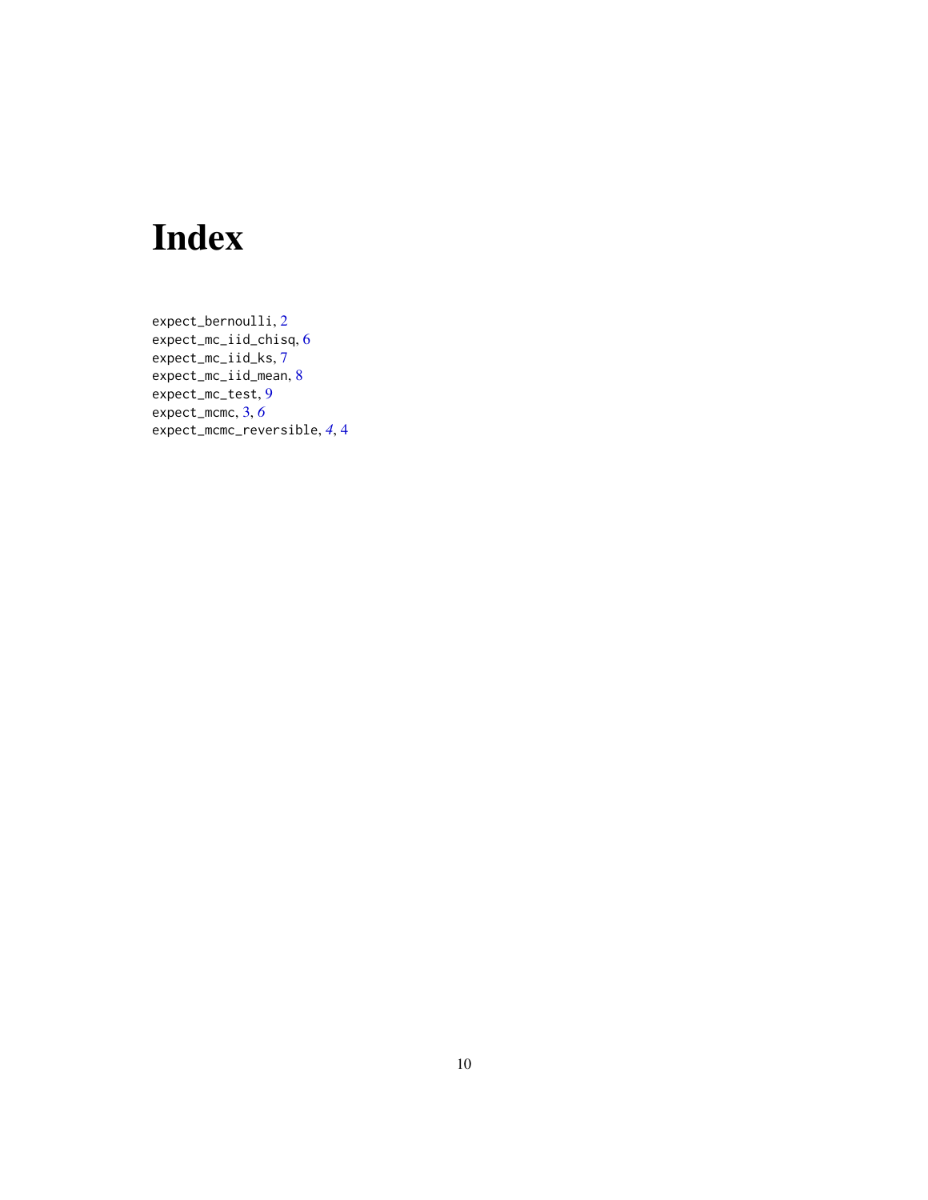# Index

expect_bernoulli, 2  
expect_mc_iid_chisq, 6  
expect_mc_iid_ks, 7  
expect_mc_iid_mean, 8  
expect_mc_test, 9  
expect_mcmc, 3, *6*  
expect_mcmc_reversible, *4*, 4